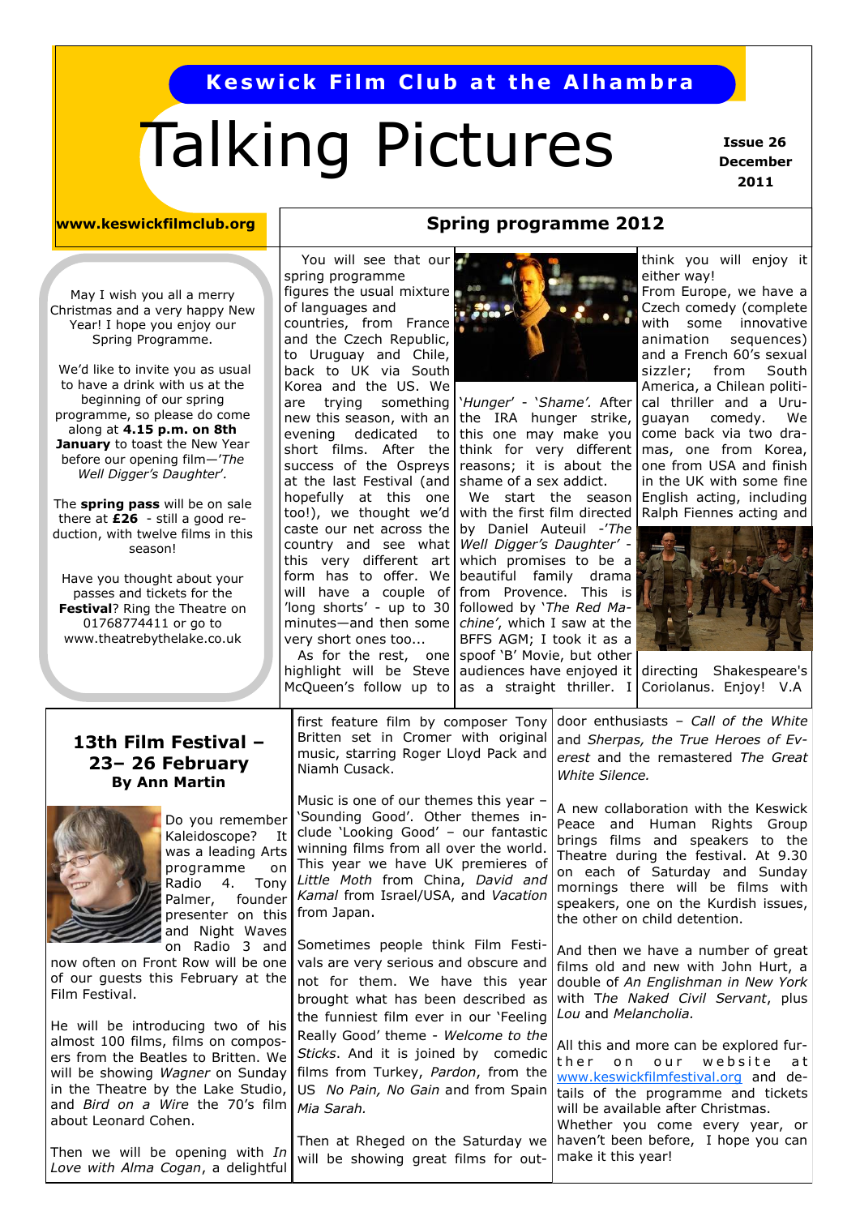**Keswick Film Club at the Alhambra**

# Talking Pictures

**Issue 26**
**December 2011**

**www.keswickfilmclub.org**

May I wish you all a merry Christmas and a very happy New Year! I hope you enjoy our Spring Programme.

We'd like to invite you as usual to have a drink with us at the beginning of our spring programme, so please do come along at **4.15 p.m. on 8th January** to toast the New Year before our opening film—*'The Well Digger's Daughter'.*

The **spring pass** will be on sale there at **£26** - still a good reduction, with twelve films in this season!

Have you thought about your passes and tickets for the **Festival**? Ring the Theatre on 01768774411 or go to www.theatrebythelake.co.uk

## Spring programme 2012

You will see that our spring programme figures the usual mixture of languages and countries, from France and the Czech Republic, to Uruguay and Chile, back to UK via South Korea and the US. We are trying something new this season, with an evening dedicated to short films. After the success of the Ospreys at the last Festival (and hopefully at this one too!), we thought we'd caste our net across the country and see what this very different art form has to offer. We will have a couple of 'long shorts' - up to 30 minutes—and then some very short ones too...

As for the rest, one highlight will be Steve McQueen's follow up to *'Hunger'* - *'Shame'.* After the IRA hunger strike, this one may make you think for very different reasons; it is about the shame of a sex addict.

We start the season with the first film directed by Daniel Auteuil -*'The Well Digger's Daughter'* - which promises to be a beautiful family drama from Provence. This is followed by *'The Red Machine'*, which I saw at the BFFS AGM; I took it as a spoof 'B' Movie, but other audiences have enjoyed it as a straight thriller. I think you will enjoy it either way!

From Europe, we have a Czech comedy (complete with some innovative animation sequences) and a French 60's sexual sizzler; from South America, a Chilean political thriller and a Uruguayan comedy. We come back via two dramas, one from Korea, one from USA and finish in the UK with some fine English acting, including Ralph Fiennes acting and directing Shakespeare's Coriolanus. Enjoy! V.A

## 13th Film Festival – 23– 26 February
**By Ann Martin**

Do you remember Kaleidoscope? It was a leading Arts programme on Radio 4. Tony Palmer, founder presenter on this and Night Waves on Radio 3 and now often on Front Row will be one of our guests this February at the Film Festival.

He will be introducing two of his almost 100 films, films on composers from the Beatles to Britten. We will be showing *Wagner* on Sunday in the Theatre by the Lake Studio, and *Bird on a Wire* the 70's film about Leonard Cohen.

Then we will be opening with *In Love with Alma Cogan*, a delightful first feature film by composer Tony Britten set in Cromer with original music, starring Roger Lloyd Pack and Niamh Cusack.

Music is one of our themes this year – 'Sounding Good'. Other themes include 'Looking Good' – our fantastic winning films from all over the world. This year we have UK premieres of *Little Moth* from China, *David and Kamal* from Israel/USA, and *Vacation* from Japan.

Sometimes people think Film Festivals are very serious and obscure and not for them. We have this year brought what has been described as the funniest film ever in our 'Feeling Really Good' theme - *Welcome to the Sticks*. And it is joined by comedic films from Turkey, *Pardon*, from the US *No Pain, No Gain* and from Spain *Mia Sarah.*

Then at Rheged on the Saturday we will be showing great films for outdoor enthusiasts – *Call of the White* and *Sherpas, the True Heroes of Everest* and the remastered *The Great White Silence.*

A new collaboration with the Keswick Peace and Human Rights Group brings films and speakers to the Theatre during the festival. At 9.30 on each of Saturday and Sunday mornings there will be films with speakers, one on the Kurdish issues, the other on child detention.

And then we have a number of great films old and new with John Hurt, a double of *An Englishman in New York* with *The Naked Civil Servant*, plus *Lou* and *Melancholia.*

All this and more can be explored further on our website at www.keswickfilmfestival.org and details of the programme and tickets will be available after Christmas.

Whether you come every year, or haven't been before, I hope you can make it this year!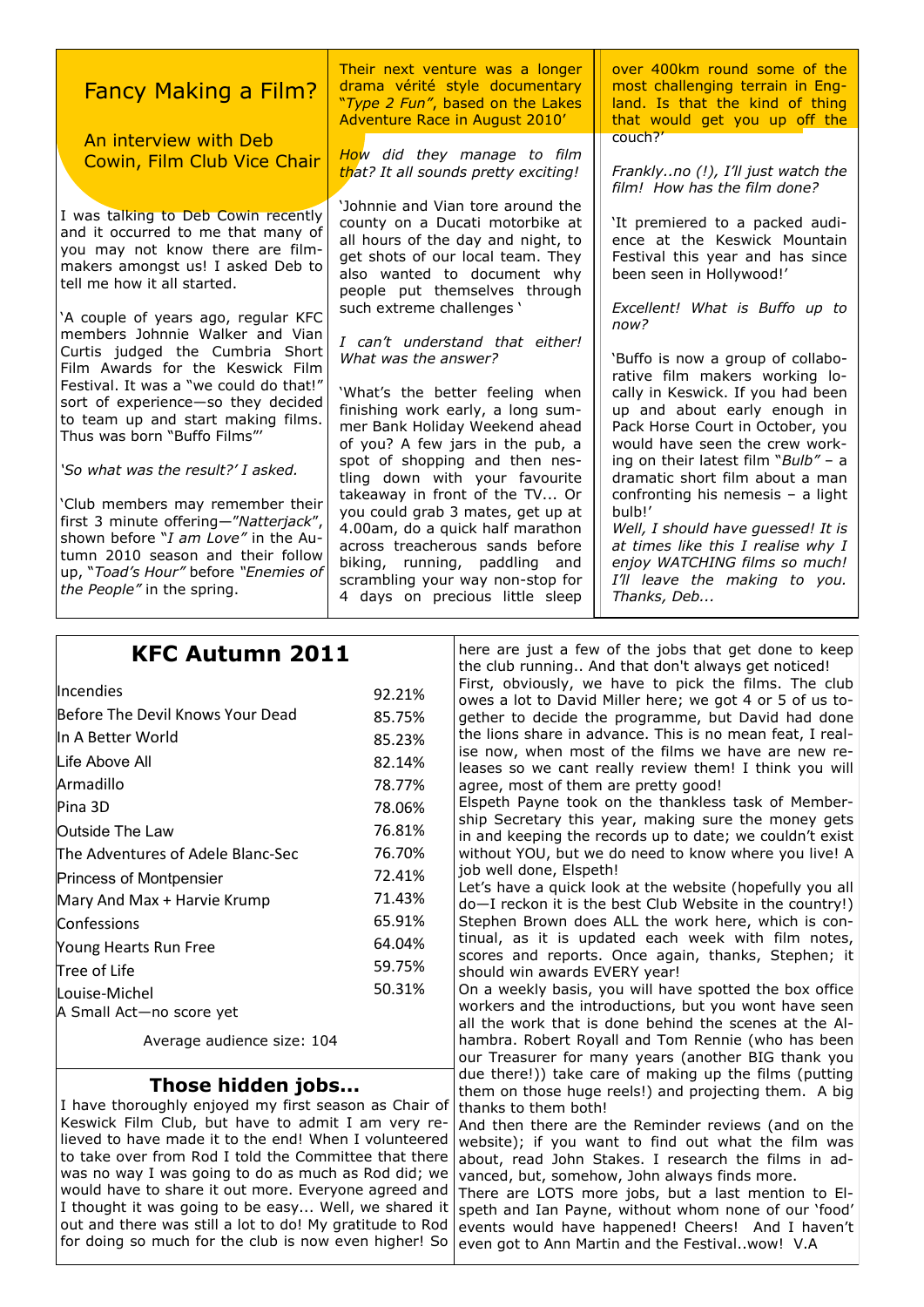# Fancy Making a Film?

## An interview with Deb Cowin, Film Club Vice Chair

I was talking to Deb Cowin recently and it occurred to me that many of you may not know there are film-makers amongst us! I asked Deb to tell me how it all started.

'A couple of years ago, regular KFC members Johnnie Walker and Vian Curtis judged the Cumbria Short Film Awards for the Keswick Film Festival. It was a "we could do that!" sort of experience—so they decided to team up and start making films. Thus was born "Buffo Films"'

*'So what was the result?' I asked.*

'Club members may remember their first 3 minute offering—"*Natterjack*", shown before "*I am Love*" in the Autumn 2010 season and their follow up, "*Toad's Hour"* before *"Enemies of the People"* in the spring.

Their next venture was a longer drama vérité style documentary "*Type 2 Fun"*, based on the Lakes Adventure Race in August 2010'

*How did they manage to film that? It all sounds pretty exciting!*

'Johnnie and Vian tore around the county on a Ducati motorbike at all hours of the day and night, to get shots of our local team. They also wanted to document why people put themselves through such extreme challenges '

*I can't understand that either! What was the answer?*

'What's the better feeling when finishing work early, a long summer Bank Holiday Weekend ahead of you? A few jars in the pub, a spot of shopping and then nestling down with your favourite takeaway in front of the TV... Or you could grab 3 mates, get up at 4.00am, do a quick half marathon across treacherous sands before biking, running, paddling and scrambling your way non-stop for 4 days on precious little sleep over 400km round some of the most challenging terrain in England. Is that the kind of thing that would get you up off the couch?'

*Frankly..no (!), I'll just watch the film! How has the film done?*

'It premiered to a packed audience at the Keswick Mountain Festival this year and has since been seen in Hollywood!'

*Excellent! What is Buffo up to now?*

'Buffo is now a group of collaborative film makers working locally in Keswick. If you had been up and about early enough in Pack Horse Court in October, you would have seen the crew working on their latest film "*Bulb"* – a dramatic short film about a man confronting his nemesis – a light bulb!'

*Well, I should have guessed! It is at times like this I realise why I enjoy WATCHING films so much! I'll leave the making to you. Thanks, Deb...*

## KFC Autumn 2011

| | |
|---|---|
| Incendies | 92.21% |
| Before The Devil Knows Your Dead | 85.75% |
| In A Better World | 85.23% |
| Life Above All | 82.14% |
| Armadillo | 78.77% |
| Pina 3D | 78.06% |
| Outside The Law | 76.81% |
| The Adventures of Adele Blanc-Sec | 76.70% |
| Princess of Montpensier | 72.41% |
| Mary And Max + Harvie Krump | 71.43% |
| Confessions | 65.91% |
| Young Hearts Run Free | 64.04% |
| Tree of Life | 59.75% |
| Louise-Michel | 50.31% |
| A Small Act—no score yet | |

Average audience size: 104

## Those hidden jobs...

I have thoroughly enjoyed my first season as Chair of Keswick Film Club, but have to admit I am very relieved to have made it to the end! When I volunteered to take over from Rod I told the Committee that there was no way I was going to do as much as Rod did; we would have to share it out more. Everyone agreed and I thought it was going to be easy... Well, we shared it out and there was still a lot to do! My gratitude to Rod for doing so much for the club is now even higher! So here are just a few of the jobs that get done to keep the club running.. And that don't always get noticed!

First, obviously, we have to pick the films. The club owes a lot to David Miller here; we got 4 or 5 of us together to decide the programme, but David had done the lions share in advance. This is no mean feat, I realise now, when most of the films we have are new releases so we cant really review them! I think you will agree, most of them are pretty good!

Elspeth Payne took on the thankless task of Membership Secretary this year, making sure the money gets in and keeping the records up to date; we couldn't exist without YOU, but we do need to know where you live! A job well done, Elspeth!

Let's have a quick look at the website (hopefully you all do—I reckon it is the best Club Website in the country!) Stephen Brown does ALL the work here, which is continual, as it is updated each week with film notes, scores and reports. Once again, thanks, Stephen; it should win awards EVERY year!

On a weekly basis, you will have spotted the box office workers and the introductions, but you wont have seen all the work that is done behind the scenes at the Alhambra. Robert Royall and Tom Rennie (who has been our Treasurer for many years (another BIG thank you due there!)) take care of making up the films (putting them on those huge reels!) and projecting them. A big thanks to them both!

And then there are the Reminder reviews (and on the website); if you want to find out what the film was about, read John Stakes. I research the films in advanced, but, somehow, John always finds more.

There are LOTS more jobs, but a last mention to Elspeth and Ian Payne, without whom none of our 'food' events would have happened! Cheers! And I haven't even got to Ann Martin and the Festival..wow! V.A